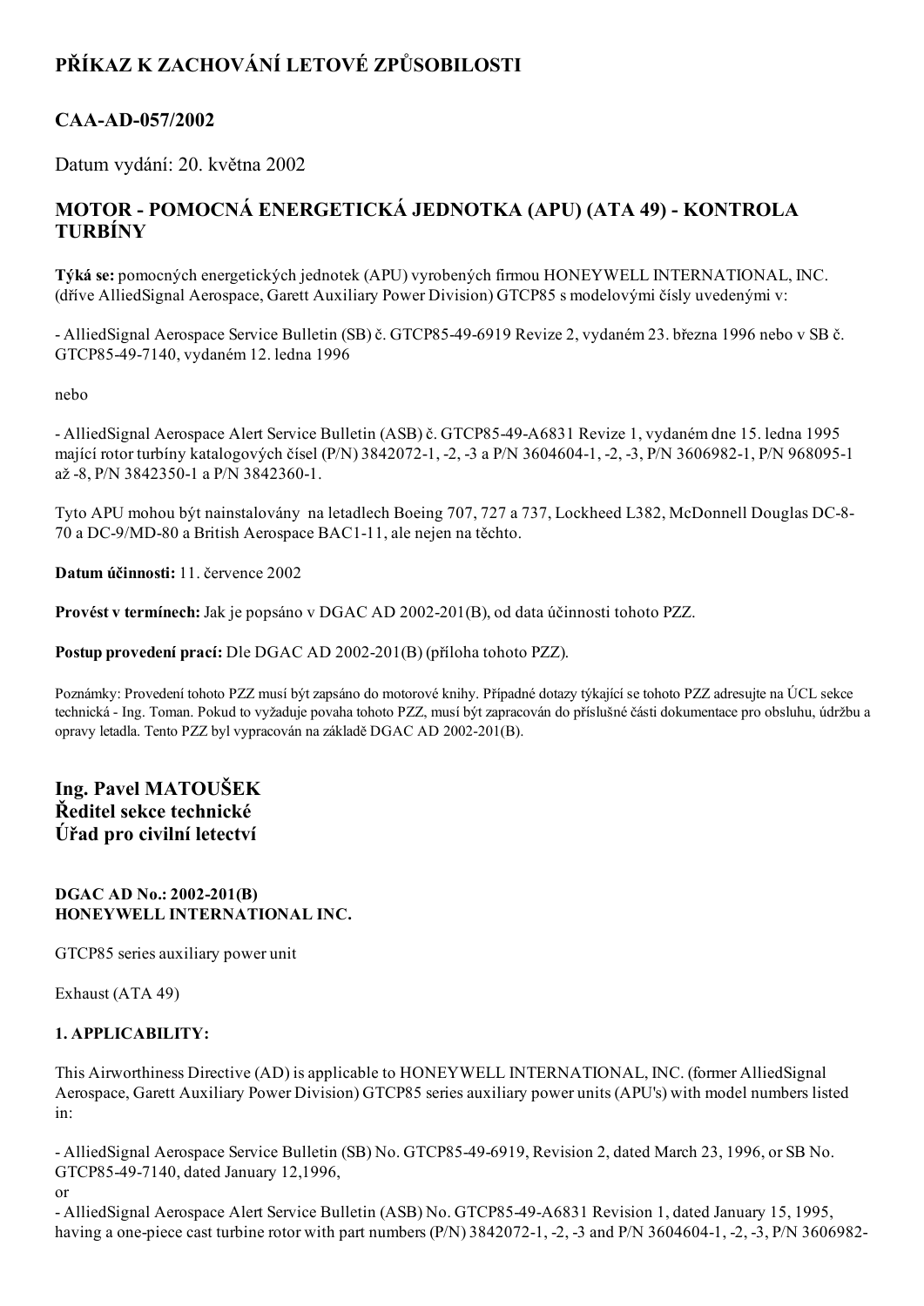# PŘÍKAZ K ZACHOVÁNÍ LETOVÉ ZPŮSOBILOSTI

## CAA-AD-057/2002

Datum vydání: 20. května 2002

## MOTOR - POMOCNÁ ENERGETICKÁ JEDNOTKA (APU) (ATA 49) - KONTROLA TURBÍNY

**Týká se:** pomocných energetických jednotek (APU) vyrobených firmou HONEYWELL INTERNATIONAL, INC. (dříve AlliedSignal Aerospace, Garett Auxiliary Power Division) GTCP85 s modelovými čísly uvedenými v:

- AlliedSignal Aerospace Service Bulletin (SB) č. GTCP85-49-6919 Revize 2, vydaném 23. března 1996 nebo v SB č. GTCP85-49-7140, vydaném 12. ledna 1996

nebo

- AlliedSignal Aerospace Alert Service Bulletin (ASB) č. GTCP85-49-A6831 Revize 1, vydaném dne 15. ledna 1995 mající rotor turbíny katalogových čísel (P/N) 3842072-1, -2, -3 a P/N 3604604-1, -2, -3, P/N 3606982-1, P/N 968095-1 až -8, P/N 3842350-1 a P/N 3842360-1.

Tyto APU mohou být nainstalovány na letadlech Boeing 707, 727 a 737, Lockheed L382, McDonnell Douglas DC-8-70 a DC-9/MD-80 a British Aerospace BAC1-11, ale nejen na těchto.

**Datum účinnosti:** 11. července 2002

**Provést v termínech:** Jak je popsáno v DGAC AD 2002-201(B), od data účinnosti tohoto PZZ.

**Postup provedení prací:** Dle DGAC AD 2002-201(B) (příloha tohoto PZZ).

Poznámky: Provedení tohoto PZZ musí být zapsáno do motorové knihy. Případné dotazy týkající se tohoto PZZ adresujte na ÚCL sekce technická - Ing. Toman. Pokud to vyžaduje povaha tohoto PZZ, musí být zapracován do příslušné části dokumentace pro obsluhu, údržbu a opravy letadla. Tento PZZ byl vypracován na základě DGAC AD 2002-201(B).

### Ing. Pavel MATOUŠEK
### Ředitel sekce technické
### Úřad pro civilní letectví

**DGAC AD No.: 2002-201(B)**
**HONEYWELL INTERNATIONAL INC.**

GTCP85 series auxiliary power unit

Exhaust (ATA 49)

**1. APPLICABILITY:**

This Airworthiness Directive (AD) is applicable to HONEYWELL INTERNATIONAL, INC. (former AlliedSignal Aerospace, Garett Auxiliary Power Division) GTCP85 series auxiliary power units (APU's) with model numbers listed in:

- AlliedSignal Aerospace Service Bulletin (SB) No. GTCP85-49-6919, Revision 2, dated March 23, 1996, or SB No. GTCP85-49-7140, dated January 12,1996,

or

- AlliedSignal Aerospace Alert Service Bulletin (ASB) No. GTCP85-49-A6831 Revision 1, dated January 15, 1995, having a one-piece cast turbine rotor with part numbers (P/N) 3842072-1, -2, -3 and P/N 3604604-1, -2, -3, P/N 3606982-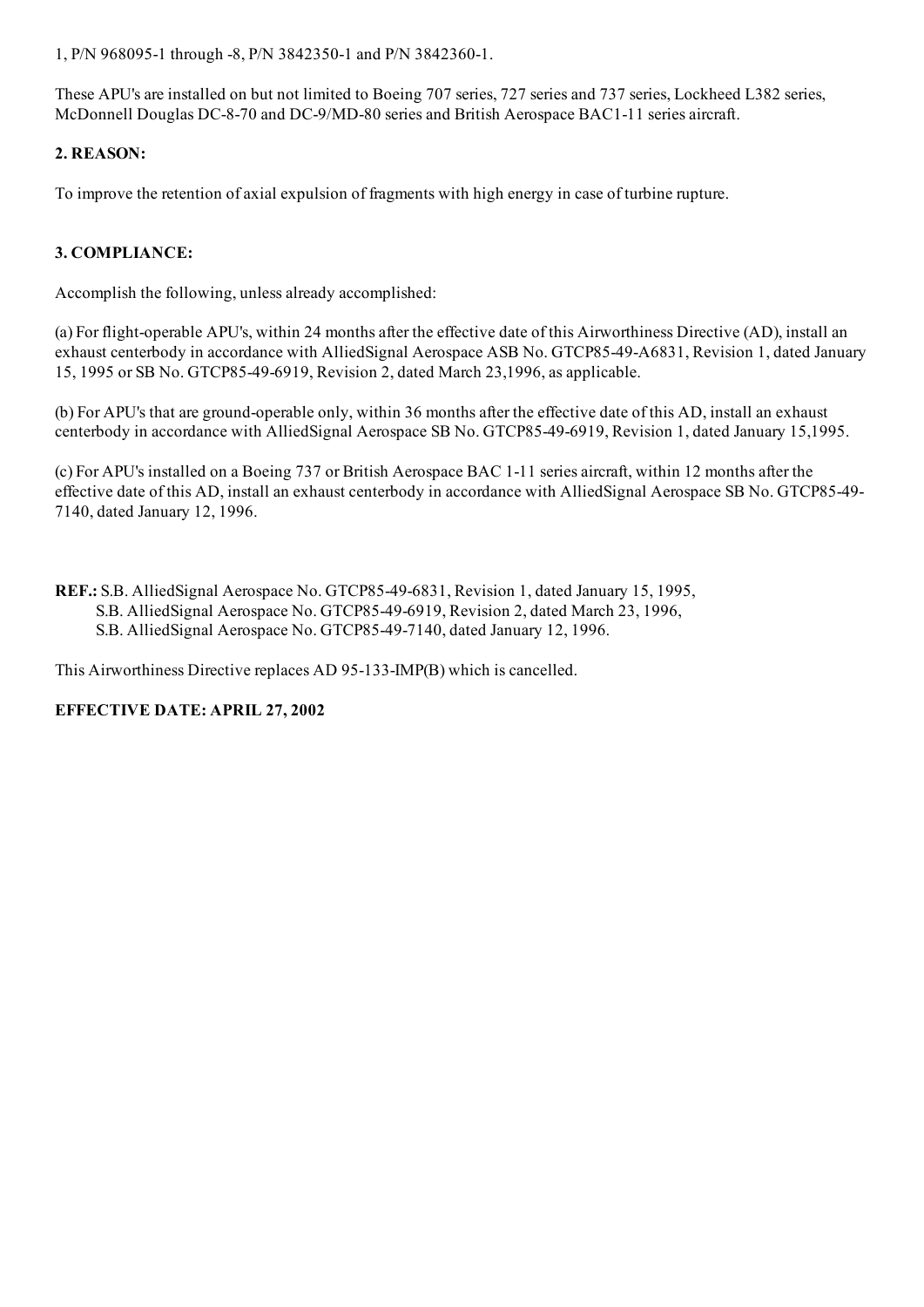1, P/N 968095-1 through -8, P/N 3842350-1 and P/N 3842360-1.

These APU's are installed on but not limited to Boeing 707 series, 727 series and 737 series, Lockheed L382 series, McDonnell Douglas DC-8-70 and DC-9/MD-80 series and British Aerospace BAC1-11 series aircraft.

**2. REASON:**

To improve the retention of axial expulsion of fragments with high energy in case of turbine rupture.

**3. COMPLIANCE:**

Accomplish the following, unless already accomplished:

(a) For flight-operable APU's, within 24 months after the effective date of this Airworthiness Directive (AD), install an exhaust centerbody in accordance with AlliedSignal Aerospace ASB No. GTCP85-49-A6831, Revision 1, dated January 15, 1995 or SB No. GTCP85-49-6919, Revision 2, dated March 23,1996, as applicable.

(b) For APU's that are ground-operable only, within 36 months after the effective date of this AD, install an exhaust centerbody in accordance with AlliedSignal Aerospace SB No. GTCP85-49-6919, Revision 1, dated January 15,1995.

(c) For APU's installed on a Boeing 737 or British Aerospace BAC 1-11 series aircraft, within 12 months after the effective date of this AD, install an exhaust centerbody in accordance with AlliedSignal Aerospace SB No. GTCP85-49-7140, dated January 12, 1996.

**REF.:** S.B. AlliedSignal Aerospace No. GTCP85-49-6831, Revision 1, dated January 15, 1995,
S.B. AlliedSignal Aerospace No. GTCP85-49-6919, Revision 2, dated March 23, 1996,
S.B. AlliedSignal Aerospace No. GTCP85-49-7140, dated January 12, 1996.

This Airworthiness Directive replaces AD 95-133-IMP(B) which is cancelled.

**EFFECTIVE DATE: APRIL 27, 2002**